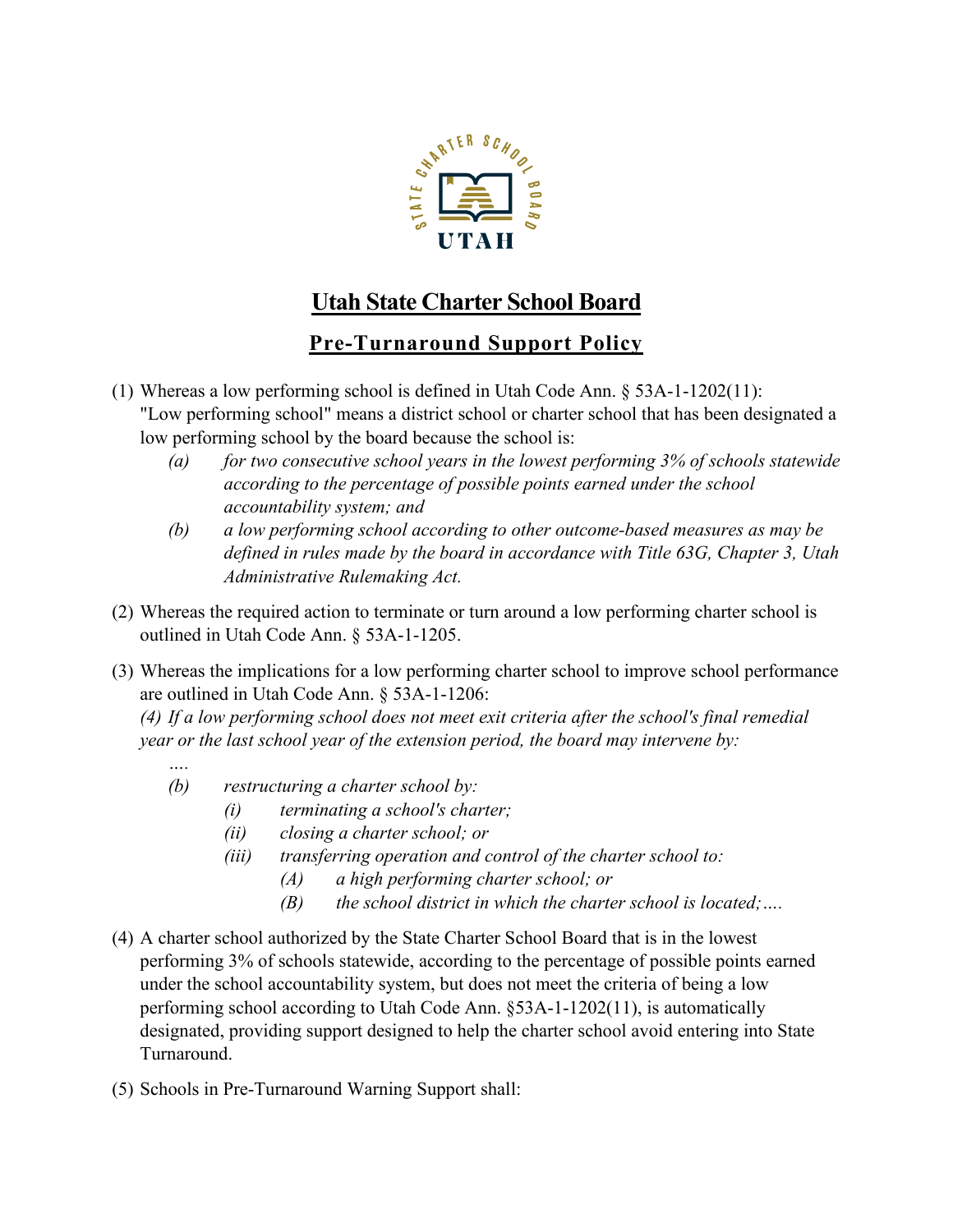# Utah State Charter School Board

## Pre-Turnaround Support Policy

(1) Whereas a low performing school is defined in Utah Code Ann. § 53A-1-1202(11): "Low performing school" means a district school or charter school that has been designated a low performing school by the board because the school is:

*(a) for two consecutive school years in the lowest performing 3% of schools statewide according to the percentage of possible points earned under the school accountability system; and*

*(b) a low performing school according to other outcome-based measures as may be defined in rules made by the board in accordance with Title 63G, Chapter 3, Utah Administrative Rulemaking Act.*

(2) Whereas the required action to terminate or turn around a low performing charter school is outlined in Utah Code Ann. § 53A-1-1205.

(3) Whereas the implications for a low performing charter school to improve school performance are outlined in Utah Code Ann. § 53A-1-1206:

*(4) If a low performing school does not meet exit criteria after the school's final remedial year or the last school year of the extension period, the board may intervene by:*

*....*

*(b) restructuring a charter school by:*

*(i) terminating a school's charter;*

*(ii) closing a charter school; or*

*(iii) transferring operation and control of the charter school to:*

*(A) a high performing charter school; or*

*(B) the school district in which the charter school is located;....*

(4) A charter school authorized by the State Charter School Board that is in the lowest performing 3% of schools statewide, according to the percentage of possible points earned under the school accountability system, but does not meet the criteria of being a low performing school according to Utah Code Ann. §53A-1-1202(11), is automatically designated, providing support designed to help the charter school avoid entering into State Turnaround.

(5) Schools in Pre-Turnaround Warning Support shall: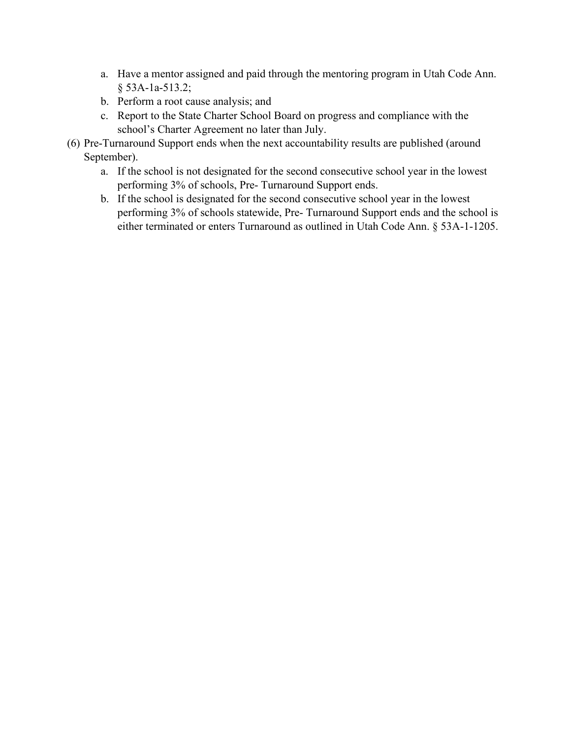a. Have a mentor assigned and paid through the mentoring program in Utah Code Ann. § 53A-1a-513.2;
b. Perform a root cause analysis; and
c. Report to the State Charter School Board on progress and compliance with the school's Charter Agreement no later than July.

(6) Pre-Turnaround Support ends when the next accountability results are published (around September).

a. If the school is not designated for the second consecutive school year in the lowest performing 3% of schools, Pre- Turnaround Support ends.
b. If the school is designated for the second consecutive school year in the lowest performing 3% of schools statewide, Pre- Turnaround Support ends and the school is either terminated or enters Turnaround as outlined in Utah Code Ann. § 53A-1-1205.